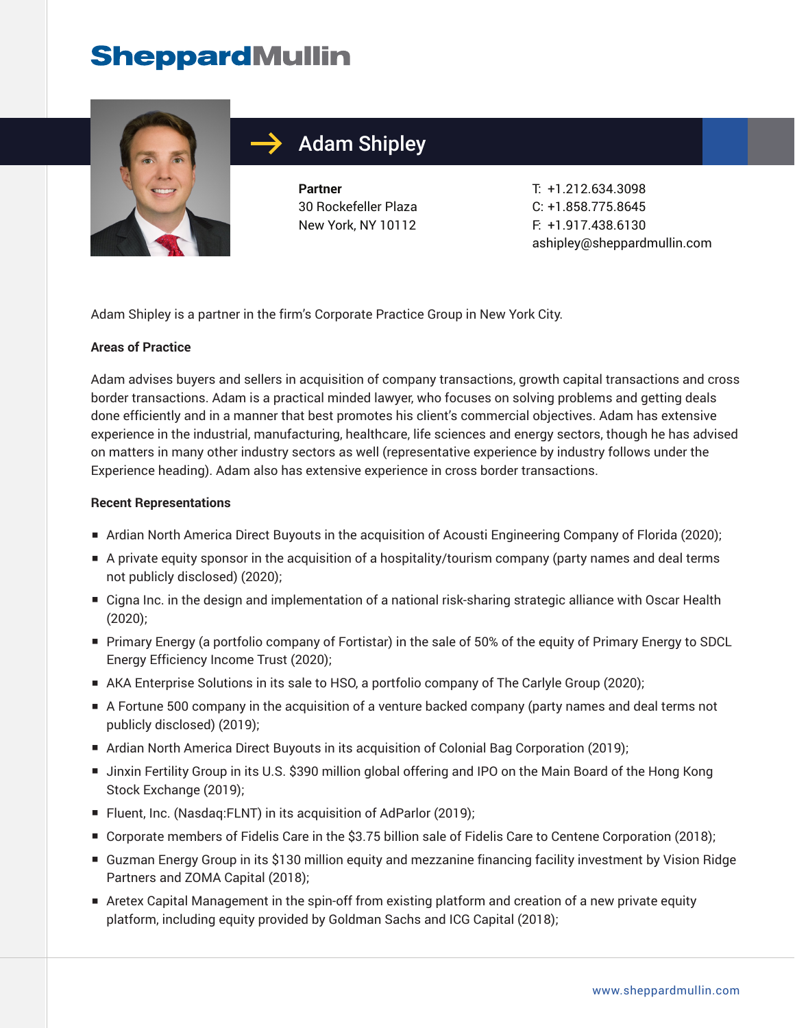# SheppardMullin

## Adam Shipley

**Partner**
30 Rockefeller Plaza
New York, NY 10112

T: +1.212.634.3098
C: +1.858.775.8645
F: +1.917.438.6130
ashipley@sheppardmullin.com

Adam Shipley is a partner in the firm's Corporate Practice Group in New York City.

### Areas of Practice

Adam advises buyers and sellers in acquisition of company transactions, growth capital transactions and cross border transactions. Adam is a practical minded lawyer, who focuses on solving problems and getting deals done efficiently and in a manner that best promotes his client's commercial objectives. Adam has extensive experience in the industrial, manufacturing, healthcare, life sciences and energy sectors, though he has advised on matters in many other industry sectors as well (representative experience by industry follows under the Experience heading). Adam also has extensive experience in cross border transactions.

### Recent Representations

- Ardian North America Direct Buyouts in the acquisition of Acousti Engineering Company of Florida (2020);
- A private equity sponsor in the acquisition of a hospitality/tourism company (party names and deal terms not publicly disclosed) (2020);
- Cigna Inc. in the design and implementation of a national risk-sharing strategic alliance with Oscar Health (2020);
- Primary Energy (a portfolio company of Fortistar) in the sale of 50% of the equity of Primary Energy to SDCL Energy Efficiency Income Trust (2020);
- AKA Enterprise Solutions in its sale to HSO, a portfolio company of The Carlyle Group (2020);
- A Fortune 500 company in the acquisition of a venture backed company (party names and deal terms not publicly disclosed) (2019);
- Ardian North America Direct Buyouts in its acquisition of Colonial Bag Corporation (2019);
- Jinxin Fertility Group in its U.S. $390 million global offering and IPO on the Main Board of the Hong Kong Stock Exchange (2019);
- Fluent, Inc. (Nasdaq:FLNT) in its acquisition of AdParlor (2019);
- Corporate members of Fidelis Care in the $3.75 billion sale of Fidelis Care to Centene Corporation (2018);
- Guzman Energy Group in its $130 million equity and mezzanine financing facility investment by Vision Ridge Partners and ZOMA Capital (2018);
- Aretex Capital Management in the spin-off from existing platform and creation of a new private equity platform, including equity provided by Goldman Sachs and ICG Capital (2018);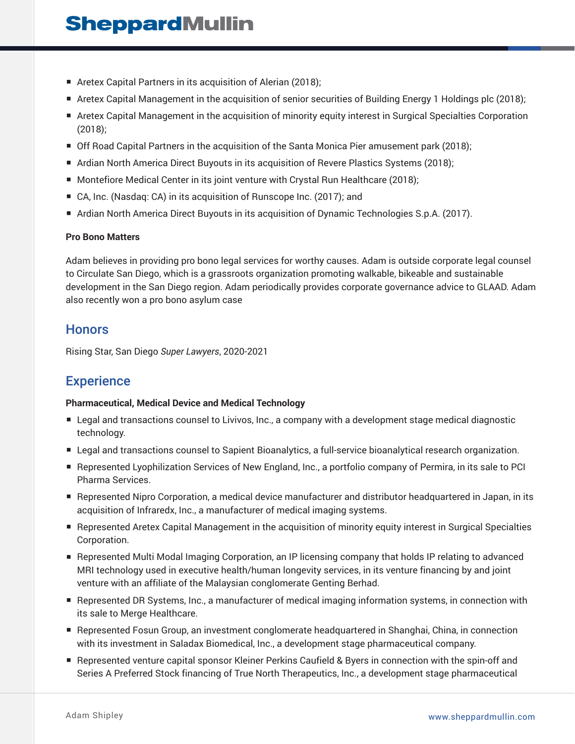- Aretex Capital Partners in its acquisition of Alerian (2018);
- Aretex Capital Management in the acquisition of senior securities of Building Energy 1 Holdings plc (2018);
- Aretex Capital Management in the acquisition of minority equity interest in Surgical Specialties Corporation (2018);
- Off Road Capital Partners in the acquisition of the Santa Monica Pier amusement park (2018);
- Ardian North America Direct Buyouts in its acquisition of Revere Plastics Systems (2018);
- Montefiore Medical Center in its joint venture with Crystal Run Healthcare (2018);
- CA, Inc. (Nasdaq: CA) in its acquisition of Runscope Inc. (2017); and
- Ardian North America Direct Buyouts in its acquisition of Dynamic Technologies S.p.A. (2017).

**Pro Bono Matters**

Adam believes in providing pro bono legal services for worthy causes. Adam is outside corporate legal counsel to Circulate San Diego, which is a grassroots organization promoting walkable, bikeable and sustainable development in the San Diego region. Adam periodically provides corporate governance advice to GLAAD. Adam also recently won a pro bono asylum case

## Honors

Rising Star, San Diego *Super Lawyers*, 2020-2021

## Experience

**Pharmaceutical, Medical Device and Medical Technology**

- Legal and transactions counsel to Livivos, Inc., a company with a development stage medical diagnostic technology.
- Legal and transactions counsel to Sapient Bioanalytics, a full-service bioanalytical research organization.
- Represented Lyophilization Services of New England, Inc., a portfolio company of Permira, in its sale to PCI Pharma Services.
- Represented Nipro Corporation, a medical device manufacturer and distributor headquartered in Japan, in its acquisition of Infraredx, Inc., a manufacturer of medical imaging systems.
- Represented Aretex Capital Management in the acquisition of minority equity interest in Surgical Specialties Corporation.
- Represented Multi Modal Imaging Corporation, an IP licensing company that holds IP relating to advanced MRI technology used in executive health/human longevity services, in its venture financing by and joint venture with an affiliate of the Malaysian conglomerate Genting Berhad.
- Represented DR Systems, Inc., a manufacturer of medical imaging information systems, in connection with its sale to Merge Healthcare.
- Represented Fosun Group, an investment conglomerate headquartered in Shanghai, China, in connection with its investment in Saladax Biomedical, Inc., a development stage pharmaceutical company.
- Represented venture capital sponsor Kleiner Perkins Caufield & Byers in connection with the spin-off and Series A Preferred Stock financing of True North Therapeutics, Inc., a development stage pharmaceutical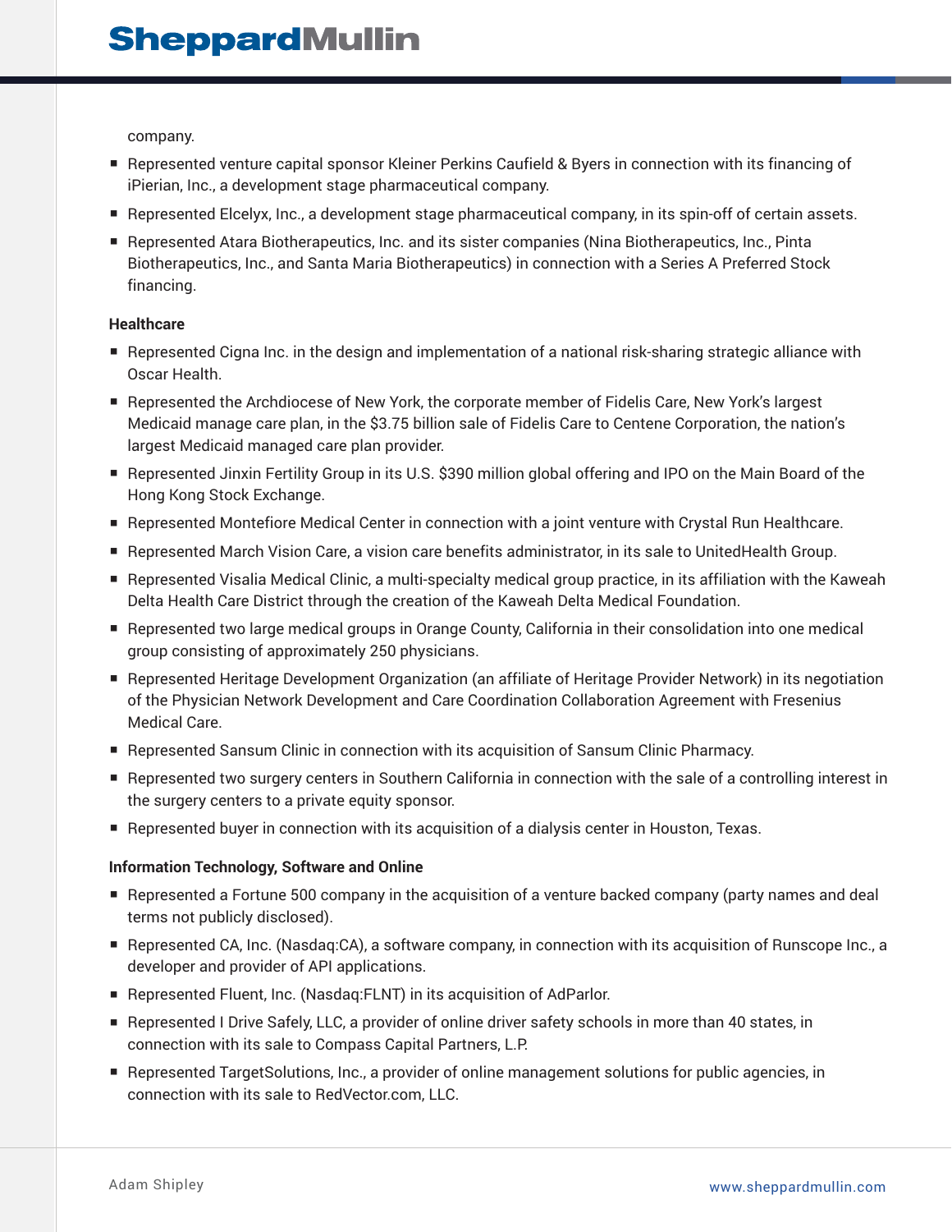company.

- Represented venture capital sponsor Kleiner Perkins Caufield & Byers in connection with its financing of iPierian, Inc., a development stage pharmaceutical company.
- Represented Elcelyx, Inc., a development stage pharmaceutical company, in its spin-off of certain assets.
- Represented Atara Biotherapeutics, Inc. and its sister companies (Nina Biotherapeutics, Inc., Pinta Biotherapeutics, Inc., and Santa Maria Biotherapeutics) in connection with a Series A Preferred Stock financing.

**Healthcare**

- Represented Cigna Inc. in the design and implementation of a national risk-sharing strategic alliance with Oscar Health.
- Represented the Archdiocese of New York, the corporate member of Fidelis Care, New York's largest Medicaid manage care plan, in the $3.75 billion sale of Fidelis Care to Centene Corporation, the nation's largest Medicaid managed care plan provider.
- Represented Jinxin Fertility Group in its U.S. $390 million global offering and IPO on the Main Board of the Hong Kong Stock Exchange.
- Represented Montefiore Medical Center in connection with a joint venture with Crystal Run Healthcare.
- Represented March Vision Care, a vision care benefits administrator, in its sale to UnitedHealth Group.
- Represented Visalia Medical Clinic, a multi-specialty medical group practice, in its affiliation with the Kaweah Delta Health Care District through the creation of the Kaweah Delta Medical Foundation.
- Represented two large medical groups in Orange County, California in their consolidation into one medical group consisting of approximately 250 physicians.
- Represented Heritage Development Organization (an affiliate of Heritage Provider Network) in its negotiation of the Physician Network Development and Care Coordination Collaboration Agreement with Fresenius Medical Care.
- Represented Sansum Clinic in connection with its acquisition of Sansum Clinic Pharmacy.
- Represented two surgery centers in Southern California in connection with the sale of a controlling interest in the surgery centers to a private equity sponsor.
- Represented buyer in connection with its acquisition of a dialysis center in Houston, Texas.

**Information Technology, Software and Online**

- Represented a Fortune 500 company in the acquisition of a venture backed company (party names and deal terms not publicly disclosed).
- Represented CA, Inc. (Nasdaq:CA), a software company, in connection with its acquisition of Runscope Inc., a developer and provider of API applications.
- Represented Fluent, Inc. (Nasdaq:FLNT) in its acquisition of AdParlor.
- Represented I Drive Safely, LLC, a provider of online driver safety schools in more than 40 states, in connection with its sale to Compass Capital Partners, L.P.
- Represented TargetSolutions, Inc., a provider of online management solutions for public agencies, in connection with its sale to RedVector.com, LLC.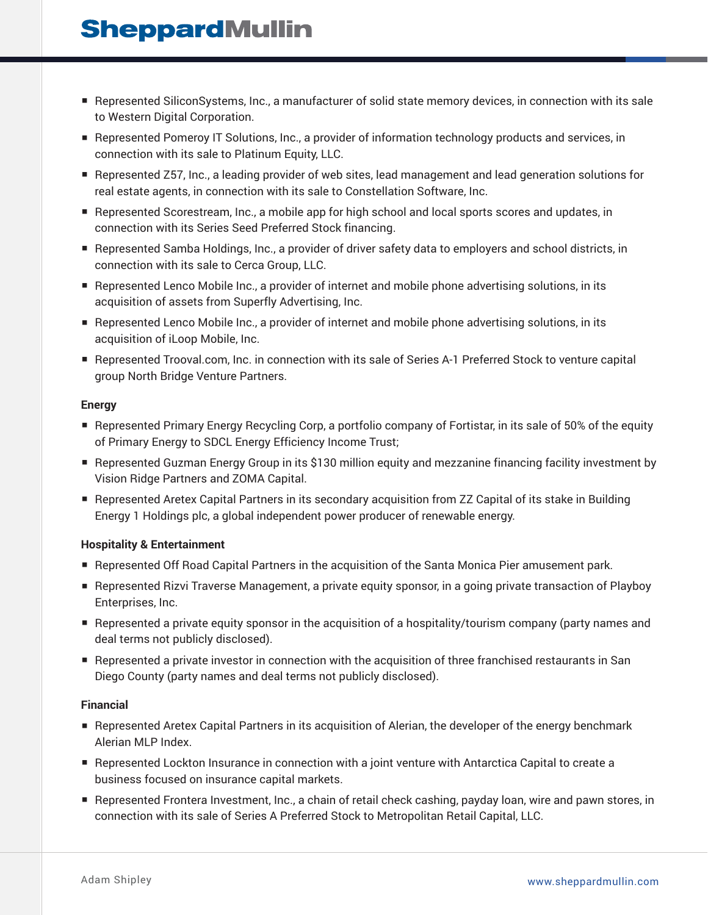- Represented SiliconSystems, Inc., a manufacturer of solid state memory devices, in connection with its sale to Western Digital Corporation.
- Represented Pomeroy IT Solutions, Inc., a provider of information technology products and services, in connection with its sale to Platinum Equity, LLC.
- Represented Z57, Inc., a leading provider of web sites, lead management and lead generation solutions for real estate agents, in connection with its sale to Constellation Software, Inc.
- Represented Scorestream, Inc., a mobile app for high school and local sports scores and updates, in connection with its Series Seed Preferred Stock financing.
- Represented Samba Holdings, Inc., a provider of driver safety data to employers and school districts, in connection with its sale to Cerca Group, LLC.
- Represented Lenco Mobile Inc., a provider of internet and mobile phone advertising solutions, in its acquisition of assets from Superfly Advertising, Inc.
- Represented Lenco Mobile Inc., a provider of internet and mobile phone advertising solutions, in its acquisition of iLoop Mobile, Inc.
- Represented Trooval.com, Inc. in connection with its sale of Series A-1 Preferred Stock to venture capital group North Bridge Venture Partners.

**Energy**

- Represented Primary Energy Recycling Corp, a portfolio company of Fortistar, in its sale of 50% of the equity of Primary Energy to SDCL Energy Efficiency Income Trust;
- Represented Guzman Energy Group in its $130 million equity and mezzanine financing facility investment by Vision Ridge Partners and ZOMA Capital.
- Represented Aretex Capital Partners in its secondary acquisition from ZZ Capital of its stake in Building Energy 1 Holdings plc, a global independent power producer of renewable energy.

**Hospitality & Entertainment**

- Represented Off Road Capital Partners in the acquisition of the Santa Monica Pier amusement park.
- Represented Rizvi Traverse Management, a private equity sponsor, in a going private transaction of Playboy Enterprises, Inc.
- Represented a private equity sponsor in the acquisition of a hospitality/tourism company (party names and deal terms not publicly disclosed).
- Represented a private investor in connection with the acquisition of three franchised restaurants in San Diego County (party names and deal terms not publicly disclosed).

**Financial**

- Represented Aretex Capital Partners in its acquisition of Alerian, the developer of the energy benchmark Alerian MLP Index.
- Represented Lockton Insurance in connection with a joint venture with Antarctica Capital to create a business focused on insurance capital markets.
- Represented Frontera Investment, Inc., a chain of retail check cashing, payday loan, wire and pawn stores, in connection with its sale of Series A Preferred Stock to Metropolitan Retail Capital, LLC.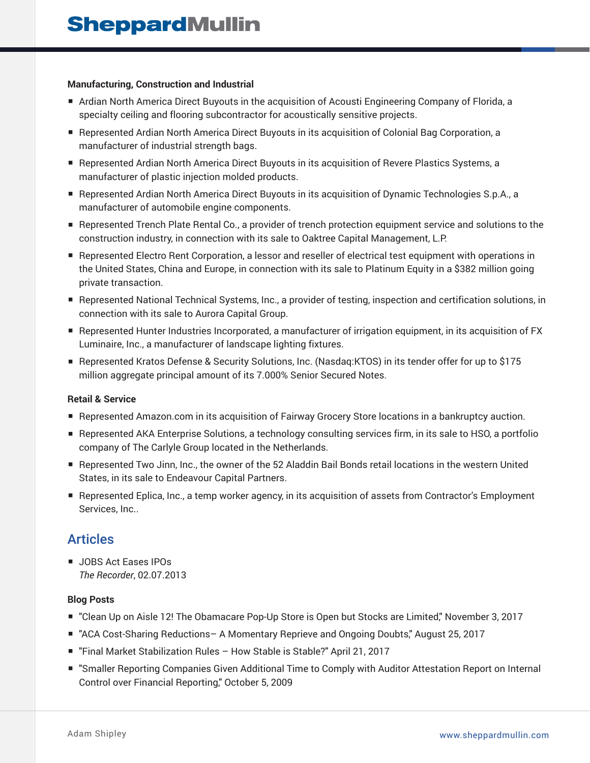**Manufacturing, Construction and Industrial**

- Ardian North America Direct Buyouts in the acquisition of Acousti Engineering Company of Florida, a specialty ceiling and flooring subcontractor for acoustically sensitive projects.
- Represented Ardian North America Direct Buyouts in its acquisition of Colonial Bag Corporation, a manufacturer of industrial strength bags.
- Represented Ardian North America Direct Buyouts in its acquisition of Revere Plastics Systems, a manufacturer of plastic injection molded products.
- Represented Ardian North America Direct Buyouts in its acquisition of Dynamic Technologies S.p.A., a manufacturer of automobile engine components.
- Represented Trench Plate Rental Co., a provider of trench protection equipment service and solutions to the construction industry, in connection with its sale to Oaktree Capital Management, L.P.
- Represented Electro Rent Corporation, a lessor and reseller of electrical test equipment with operations in the United States, China and Europe, in connection with its sale to Platinum Equity in a $382 million going private transaction.
- Represented National Technical Systems, Inc., a provider of testing, inspection and certification solutions, in connection with its sale to Aurora Capital Group.
- Represented Hunter Industries Incorporated, a manufacturer of irrigation equipment, in its acquisition of FX Luminaire, Inc., a manufacturer of landscape lighting fixtures.
- Represented Kratos Defense & Security Solutions, Inc. (Nasdaq:KTOS) in its tender offer for up to $175 million aggregate principal amount of its 7.000% Senior Secured Notes.

**Retail & Service**

- Represented Amazon.com in its acquisition of Fairway Grocery Store locations in a bankruptcy auction.
- Represented AKA Enterprise Solutions, a technology consulting services firm, in its sale to HSO, a portfolio company of The Carlyle Group located in the Netherlands.
- Represented Two Jinn, Inc., the owner of the 52 Aladdin Bail Bonds retail locations in the western United States, in its sale to Endeavour Capital Partners.
- Represented Eplica, Inc., a temp worker agency, in its acquisition of assets from Contractor's Employment Services, Inc..

## Articles

- JOBS Act Eases IPOs
  *The Recorder*, 02.07.2013

**Blog Posts**

- "Clean Up on Aisle 12! The Obamacare Pop-Up Store is Open but Stocks are Limited," November 3, 2017
- "ACA Cost-Sharing Reductions– A Momentary Reprieve and Ongoing Doubts," August 25, 2017
- "Final Market Stabilization Rules – How Stable is Stable?" April 21, 2017
- "Smaller Reporting Companies Given Additional Time to Comply with Auditor Attestation Report on Internal Control over Financial Reporting," October 5, 2009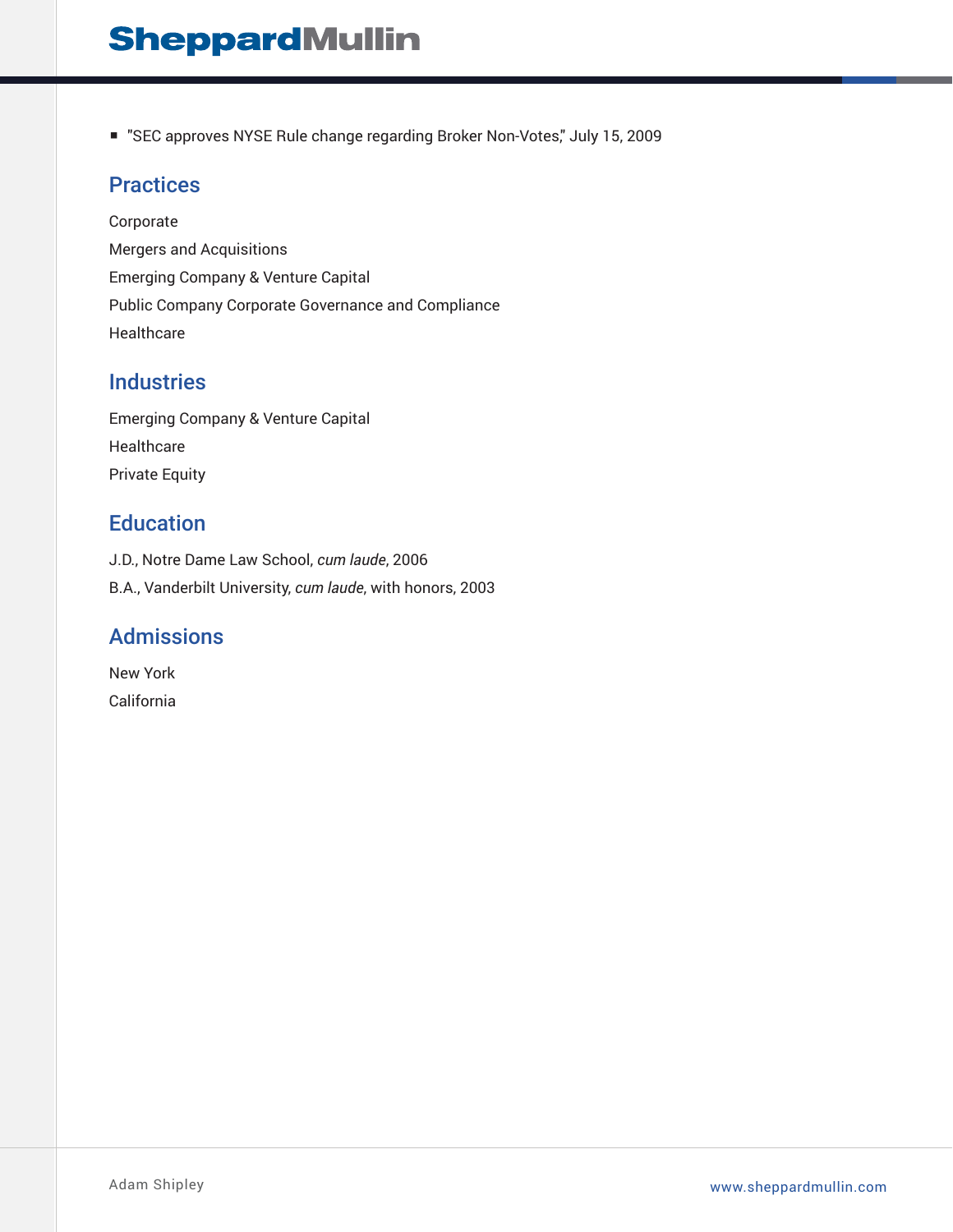- "SEC approves NYSE Rule change regarding Broker Non-Votes," July 15, 2009

## Practices

Corporate

Mergers and Acquisitions

Emerging Company & Venture Capital

Public Company Corporate Governance and Compliance

Healthcare

## Industries

Emerging Company & Venture Capital

Healthcare

Private Equity

## Education

J.D., Notre Dame Law School, *cum laude*, 2006

B.A., Vanderbilt University, *cum laude*, with honors, 2003

## Admissions

New York

California